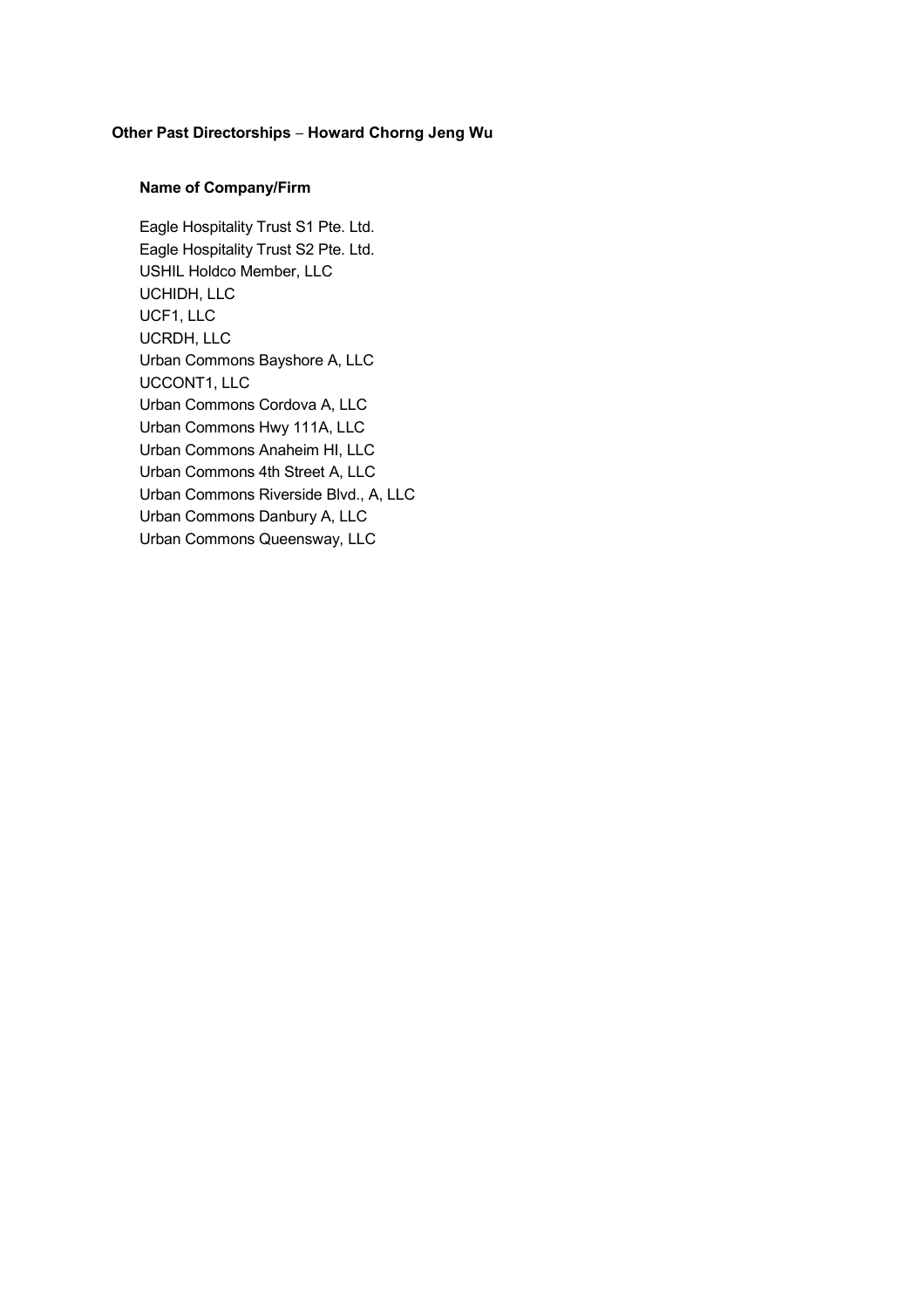**Other Past Directorships – Howard Chorng Jeng Wu**

**Name of Company/Firm**

Eagle Hospitality Trust S1 Pte. Ltd.
Eagle Hospitality Trust S2 Pte. Ltd.
USHIL Holdco Member, LLC
UCHIDH, LLC
UCF1, LLC
UCRDH, LLC
Urban Commons Bayshore A, LLC
UCCONT1, LLC
Urban Commons Cordova A, LLC
Urban Commons Hwy 111A, LLC
Urban Commons Anaheim HI, LLC
Urban Commons 4th Street A, LLC
Urban Commons Riverside Blvd., A, LLC
Urban Commons Danbury A, LLC
Urban Commons Queensway, LLC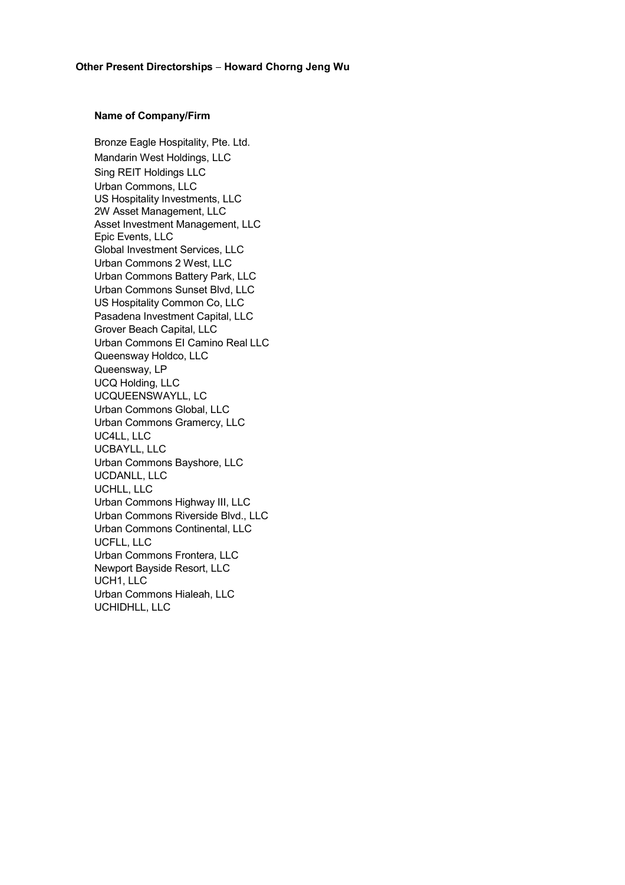**Other Present Directorships – Howard Chorng Jeng Wu**

**Name of Company/Firm**

Bronze Eagle Hospitality, Pte. Ltd.
Mandarin West Holdings, LLC
Sing REIT Holdings LLC
Urban Commons, LLC
US Hospitality Investments, LLC
2W Asset Management, LLC
Asset Investment Management, LLC
Epic Events, LLC
Global Investment Services, LLC
Urban Commons 2 West, LLC
Urban Commons Battery Park, LLC
Urban Commons Sunset Blvd, LLC
US Hospitality Common Co, LLC
Pasadena Investment Capital, LLC
Grover Beach Capital, LLC
Urban Commons El Camino Real LLC
Queensway Holdco, LLC
Queensway, LP
UCQ Holding, LLC
UCQUEENSWAYLL, LC
Urban Commons Global, LLC
Urban Commons Gramercy, LLC
UC4LL, LLC
UCBAYLL, LLC
Urban Commons Bayshore, LLC
UCDANLL, LLC
UCHLL, LLC
Urban Commons Highway III, LLC
Urban Commons Riverside Blvd., LLC
Urban Commons Continental, LLC
UCFLL, LLC
Urban Commons Frontera, LLC
Newport Bayside Resort, LLC
UCH1, LLC
Urban Commons Hialeah, LLC
UCHIDHLL, LLC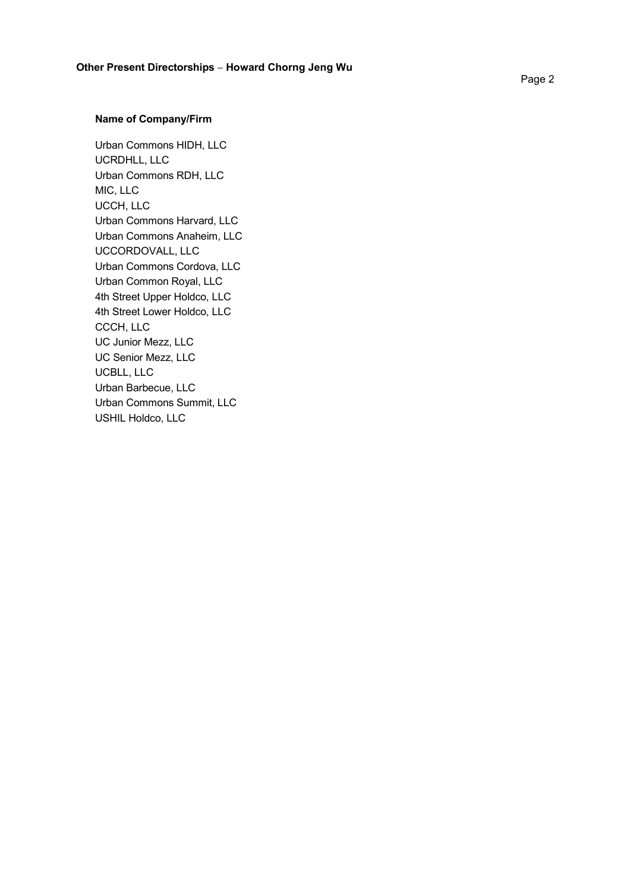**Other Present Directorships – Howard Chorng Jeng Wu**

**Name of Company/Firm**

Urban Commons HIDH, LLC
UCRDHLL, LLC
Urban Commons RDH, LLC
MIC, LLC
UCCH, LLC
Urban Commons Harvard, LLC
Urban Commons Anaheim, LLC
UCCORDOVALL, LLC
Urban Commons Cordova, LLC
Urban Common Royal, LLC
4th Street Upper Holdco, LLC
4th Street Lower Holdco, LLC
CCCH, LLC
UC Junior Mezz, LLC
UC Senior Mezz, LLC
UCBLL, LLC
Urban Barbecue, LLC
Urban Commons Summit, LLC
USHIL Holdco, LLC